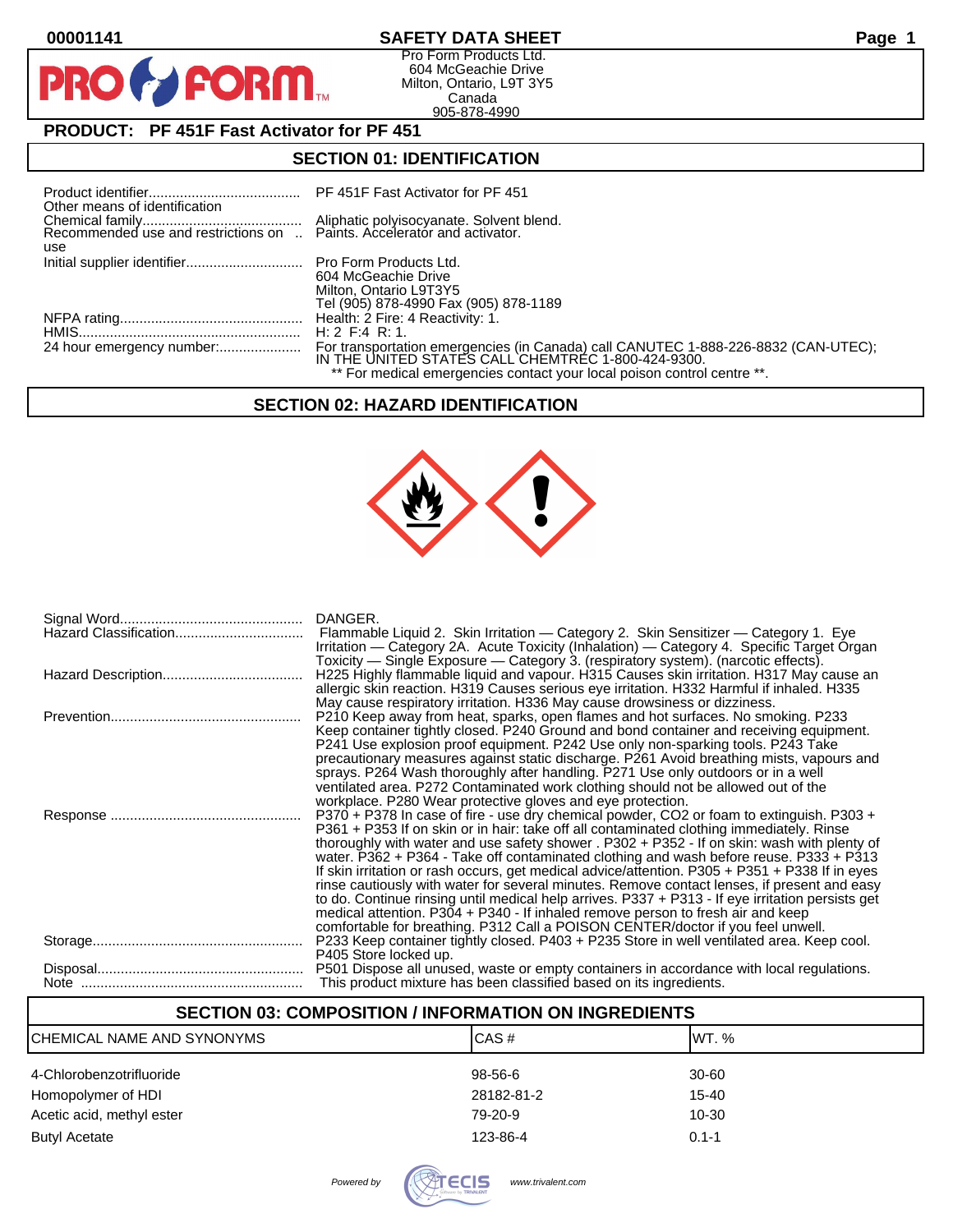00001141

# SAFETY DATA SHEET

Pro Form Products Ltd.
604 McGeachie Drive
Milton, Ontario, L9T 3Y5
Canada
905-878-4990

## PRODUCT: PF 451F Fast Activator for PF 451

## SECTION 01: IDENTIFICATION

| | |
|---|---|
| Product identifier | PF 451F Fast Activator for PF 451 |
| Other means of identification | |
| Chemical family | Aliphatic polyisocyanate. Solvent blend. |
| Recommended use and restrictions on use | Paints. Accelerator and activator. |
| Initial supplier identifier | Pro Form Products Ltd.<br>604 McGeachie Drive<br>Milton, Ontario L9T3Y5<br>Tel (905) 878-4990 Fax (905) 878-1189 |
| NFPA rating | Health: 2 Fire: 4 Reactivity: 1. |
| HMIS | H: 2 F:4 R: 1. |
| 24 hour emergency number: | For transportation emergencies (in Canada) call CANUTEC 1-888-226-8832 (CAN-UTEC); IN THE UNITED STATES CALL CHEMTREC 1-800-424-9300.<br>** For medical emergencies contact your local poison control centre **. |

## SECTION 02: HAZARD IDENTIFICATION

| | |
|---|---|
| Signal Word | DANGER. |
| Hazard Classification | Flammable Liquid 2. Skin Irritation — Category 2. Skin Sensitizer — Category 1. Eye Irritation — Category 2A. Acute Toxicity (Inhalation) — Category 4. Specific Target Organ Toxicity — Single Exposure — Category 3. (respiratory system). (narcotic effects). |
| Hazard Description | H225 Highly flammable liquid and vapour. H315 Causes skin irritation. H317 May cause an allergic skin reaction. H319 Causes serious eye irritation. H332 Harmful if inhaled. H335 May cause respiratory irritation. H336 May cause drowsiness or dizziness. |
| Prevention | P210 Keep away from heat, sparks, open flames and hot surfaces. No smoking. P233 Keep container tightly closed. P240 Ground and bond container and receiving equipment. P241 Use explosion proof equipment. P242 Use only non-sparking tools. P243 Take precautionary measures against static discharge. P261 Avoid breathing mists, vapours and sprays. P264 Wash thoroughly after handling. P271 Use only outdoors or in a well ventilated area. P272 Contaminated work clothing should not be allowed out of the workplace. P280 Wear protective gloves and eye protection. |
| Response | P370 + P378 In case of fire - use dry chemical powder, CO2 or foam to extinguish. P303 + P361 + P353 If on skin or in hair: take off all contaminated clothing immediately. Rinse thoroughly with water and use safety shower . P302 + P352 - If on skin: wash with plenty of water. P362 + P364 - Take off contaminated clothing and wash before reuse. P333 + P313 If skin irritation or rash occurs, get medical advice/attention. P305 + P351 + P338 If in eyes rinse cautiously with water for several minutes. Remove contact lenses, if present and easy to do. Continue rinsing until medical help arrives. P337 + P313 - If eye irritation persists get medical attention. P304 + P340 - If inhaled remove person to fresh air and keep comfortable for breathing. P312 Call a POISON CENTER/doctor if you feel unwell. |
| Storage | P233 Keep container tightly closed. P403 + P235 Store in well ventilated area. Keep cool. P405 Store locked up. |
| Disposal | P501 Dispose all unused, waste or empty containers in accordance with local regulations. |
| Note | This product mixture has been classified based on its ingredients. |

## SECTION 03: COMPOSITION / INFORMATION ON INGREDIENTS

| CHEMICAL NAME AND SYNONYMS | CAS # | WT. % |
|---|---|---|
| 4-Chlorobenzotrifluoride | 98-56-6 | 30-60 |
| Homopolymer of HDI | 28182-81-2 | 15-40 |
| Acetic acid, methyl ester | 79-20-9 | 10-30 |
| Butyl Acetate | 123-86-4 | 0.1-1 |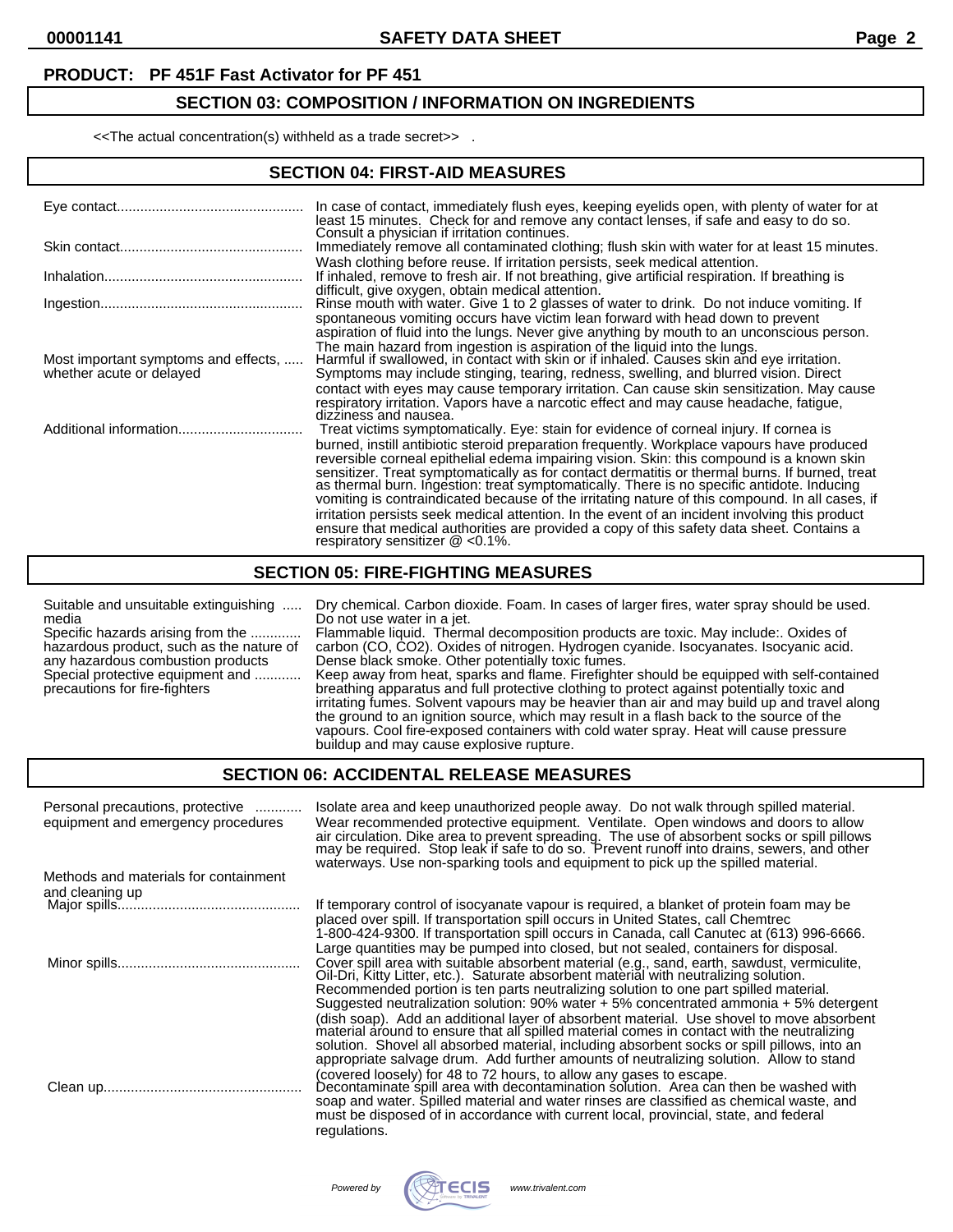**PRODUCT: PF 451F Fast Activator for PF 451**

## SECTION 03: COMPOSITION / INFORMATION ON INGREDIENTS

<<The actual concentration(s) withheld as a trade secret>> .

## SECTION 04: FIRST-AID MEASURES

| | |
|---|---|
| Eye contact | In case of contact, immediately flush eyes, keeping eyelids open, with plenty of water for at least 15 minutes. Check for and remove any contact lenses, if safe and easy to do so. Consult a physician if irritation continues. |
| Skin contact | Immediately remove all contaminated clothing; flush skin with water for at least 15 minutes. Wash clothing before reuse. If irritation persists, seek medical attention. |
| Inhalation | If inhaled, remove to fresh air. If not breathing, give artificial respiration. If breathing is difficult, give oxygen, obtain medical attention. |
| Ingestion | Rinse mouth with water. Give 1 to 2 glasses of water to drink. Do not induce vomiting. If spontaneous vomiting occurs have victim lean forward with head down to prevent aspiration of fluid into the lungs. Never give anything by mouth to an unconscious person. The main hazard from ingestion is aspiration of the liquid into the lungs. |
| Most important symptoms and effects, whether acute or delayed | Harmful if swallowed, in contact with skin or if inhaled. Causes skin and eye irritation. Symptoms may include stinging, tearing, redness, swelling, and blurred vision. Direct contact with eyes may cause temporary irritation. Can cause skin sensitization. May cause respiratory irritation. Vapors have a narcotic effect and may cause headache, fatigue, dizziness and nausea. |
| Additional information | Treat victims symptomatically. Eye: stain for evidence of corneal injury. If cornea is burned, instill antibiotic steroid preparation frequently. Workplace vapours have produced reversible corneal epithelial edema impairing vision. Skin: this compound is a known skin sensitizer. Treat symptomatically as for contact dermatitis or thermal burns. If burned, treat as thermal burn. Ingestion: treat symptomatically. There is no specific antidote. Inducing vomiting is contraindicated because of the irritating nature of this compound. In all cases, if irritation persists seek medical attention. In the event of an incident involving this product ensure that medical authorities are provided a copy of this safety data sheet. Contains a respiratory sensitizer @ <0.1%. |

## SECTION 05: FIRE-FIGHTING MEASURES

| | |
|---|---|
| Suitable and unsuitable extinguishing media | Dry chemical. Carbon dioxide. Foam. In cases of larger fires, water spray should be used. Do not use water in a jet. |
| Specific hazards arising from the hazardous product, such as the nature of any hazardous combustion products | Flammable liquid. Thermal decomposition products are toxic. May include:. Oxides of carbon (CO, $CO_2$). Oxides of nitrogen. Hydrogen cyanide. Isocyanates. Isocyanic acid. Dense black smoke. Other potentially toxic fumes. |
| Special protective equipment and precautions for fire-fighters | Keep away from heat, sparks and flame. Firefighter should be equipped with self-contained breathing apparatus and full protective clothing to protect against potentially toxic and irritating fumes. Solvent vapours may be heavier than air and may build up and travel along the ground to an ignition source, which may result in a flash back to the source of the vapours. Cool fire-exposed containers with cold water spray. Heat will cause pressure buildup and may cause explosive rupture. |

## SECTION 06: ACCIDENTAL RELEASE MEASURES

| | |
|---|---|
| Personal precautions, protective equipment and emergency procedures | Isolate area and keep unauthorized people away. Do not walk through spilled material. Wear recommended protective equipment. Ventilate. Open windows and doors to allow air circulation. Dike area to prevent spreading. The use of absorbent socks or spill pillows may be required. Stop leak if safe to do so. Prevent runoff into drains, sewers, and other waterways. Use non-sparking tools and equipment to pick up the spilled material. |
| Methods and materials for containment and cleaning up | |
| Major spills | If temporary control of isocyanate vapour is required, a blanket of protein foam may be placed over spill. If transportation spill occurs in United States, call Chemtrec 1-800-424-9300. If transportation spill occurs in Canada, call Canutec at (613) 996-6666. Large quantities may be pumped into closed, but not sealed, containers for disposal. |
| Minor spills | Cover spill area with suitable absorbent material (e.g., sand, earth, sawdust, vermiculite, Oil-Dri, Kitty Litter, etc.). Saturate absorbent material with neutralizing solution. Recommended portion is ten parts neutralizing solution to one part spilled material. Suggested neutralization solution: 90% water + 5% concentrated ammonia + 5% detergent (dish soap). Add an additional layer of absorbent material. Use shovel to move absorbent material around to ensure that all spilled material comes in contact with the neutralizing solution. Shovel all absorbed material, including absorbent socks or spill pillows, into an appropriate salvage drum. Add further amounts of neutralizing solution. Allow to stand (covered loosely) for 48 to 72 hours, to allow any gases to escape. |
| Clean up | Decontaminate spill area with decontamination solution. Area can then be washed with soap and water. Spilled material and water rinses are classified as chemical waste, and must be disposed of in accordance with current local, provincial, state, and federal regulations. |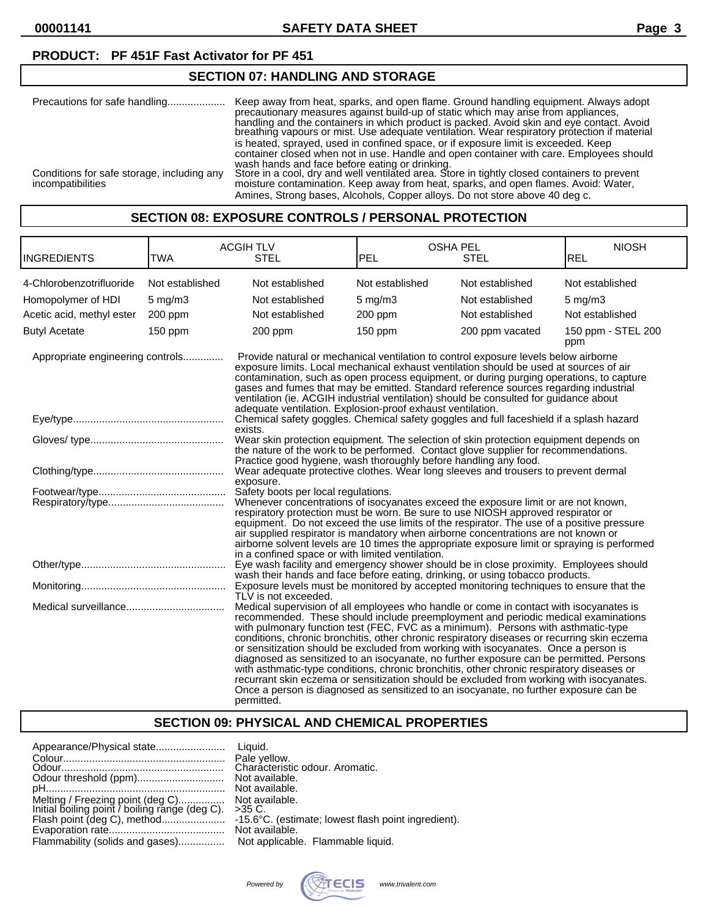**PRODUCT: PF 451F Fast Activator for PF 451**

## SECTION 07: HANDLING AND STORAGE

Precautions for safe handling.................... Keep away from heat, sparks, and open flame. Ground handling equipment. Always adopt precautionary measures against build-up of static which may arise from appliances, handling and the containers in which product is packed. Avoid skin and eye contact. Avoid breathing vapours or mist. Use adequate ventilation. Wear respiratory protection if material is heated, sprayed, used in confined space, or if exposure limit is exceeded. Keep container closed when not in use. Handle and open container with care. Employees should wash hands and face before eating or drinking.

Conditions for safe storage, including any incompatibilities: Store in a cool, dry and well ventilated area. Store in tightly closed containers to prevent moisture contamination. Keep away from heat, sparks, and open flames. Avoid: Water, Amines, Strong bases, Alcohols, Copper alloys. Do not store above 40 deg c.

## SECTION 08: EXPOSURE CONTROLS / PERSONAL PROTECTION

| INGREDIENTS | ACGIH TLV TWA | ACGIH TLV STEL | OSHA PEL PEL | OSHA PEL STEL | NIOSH REL |
|---|---|---|---|---|---|
| 4-Chlorobenzotrifluoride | Not established | Not established | Not established | Not established | Not established |
| Homopolymer of HDI | 5 mg/m3 | Not established | 5 mg/m3 | Not established | 5 mg/m3 |
| Acetic acid, methyl ester | 200 ppm | Not established | 200 ppm | Not established | Not established |
| Butyl Acetate | 150 ppm | 200 ppm | 150 ppm | 200 ppm vacated | 150 ppm - STEL 200 ppm |

Appropriate engineering controls.............. Provide natural or mechanical ventilation to control exposure levels below airborne exposure limits. Local mechanical exhaust ventilation should be used at sources of air contamination, such as open process equipment, or during purging operations, to capture gases and fumes that may be emitted. Standard reference sources regarding industrial ventilation (ie. ACGIH industrial ventilation) should be consulted for guidance about adequate ventilation. Explosion-proof exhaust ventilation.

Eye/type.................................................... Chemical safety goggles. Chemical safety goggles and full faceshield if a splash hazard exists.

Gloves/ type.............................................. Wear skin protection equipment. The selection of skin protection equipment depends on the nature of the work to be performed. Contact glove supplier for recommendations. Practice good hygiene, wash thoroughly before handling any food.

Clothing/type............................................. Wear adequate protective clothes. Wear long sleeves and trousers to prevent dermal exposure.

Footwear/type............................................ Safety boots per local regulations.

Respiratory/type........................................ Whenever concentrations of isocyanates exceed the exposure limit or are not known, respiratory protection must be worn. Be sure to use NIOSH approved respirator or equipment. Do not exceed the use limits of the respirator. The use of a positive pressure air supplied respirator is mandatory when airborne concentrations are not known or airborne solvent levels are 10 times the appropriate exposure limit or spraying is performed in a confined space or with limited ventilation.

Other/type.................................................. Eye wash facility and emergency shower should be in close proximity. Employees should wash their hands and face before eating, drinking, or using tobacco products.

Monitoring.................................................. Exposure levels must be monitored by accepted monitoring techniques to ensure that the TLV is not exceeded.

Medical surveillance.................................. Medical supervision of all employees who handle or come in contact with isocyanates is recommended. These should include preemployment and periodic medical examinations with pulmonary function test (FEC, FVC as a minimum). Persons with asthmatic-type conditions, chronic bronchitis, other chronic respiratory diseases or recurring skin eczema or sensitization should be excluded from working with isocyanates. Once a person is diagnosed as sensitized to an isocyanate, no further exposure can be permitted. Persons with asthmatic-type conditions, chronic bronchitis, other chronic respiratory diseases or recurrant skin eczema or sensitization should be excluded from working with isocyanates. Once a person is diagnosed as sensitized to an isocyanate, no further exposure can be permitted.

## SECTION 09: PHYSICAL AND CHEMICAL PROPERTIES

Appearance/Physical state........................ Liquid.
Colour........................................................ Pale yellow.
Odour......................................................... Characteristic odour. Aromatic.
Odour threshold (ppm).............................. Not available.
pH.............................................................. Not available.
Melting / Freezing point (deg C)................ Not available.
Initial boiling point / boiling range (deg C). >35 C.
Flash point (deg C), method...................... -15.6°C. (estimate; lowest flash point ingredient).
Evaporation rate........................................ Not available.
Flammability (solids and gases)................ Not applicable. Flammable liquid.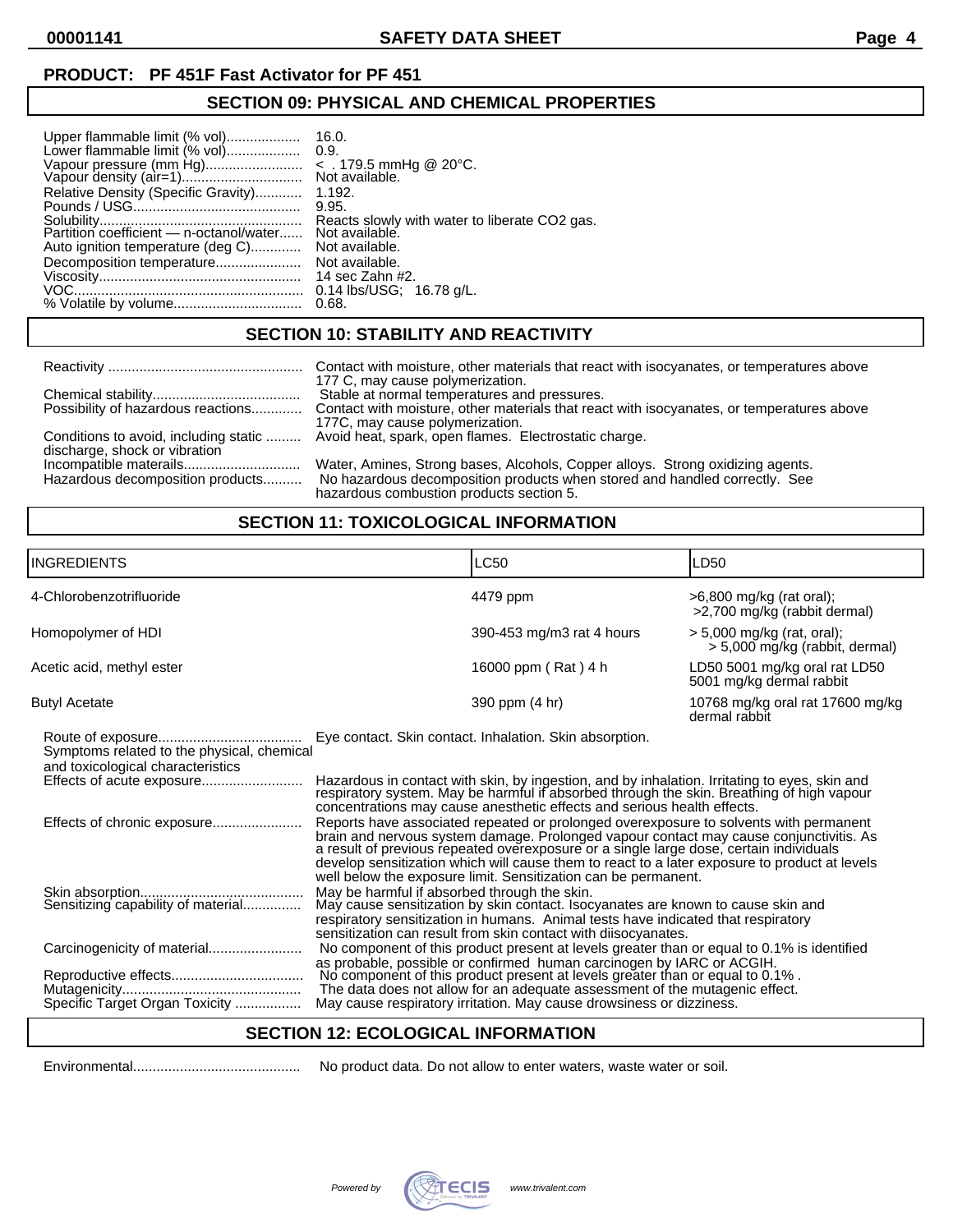**PRODUCT: PF 451F Fast Activator for PF 451**

## SECTION 09: PHYSICAL AND CHEMICAL PROPERTIES

Upper flammable limit (% vol).................. 16.0.
Lower flammable limit (% vol).................. 0.9.
Vapour pressure (mm Hg)......................... < . 179.5 mmHg @ 20°C.
Vapour density (air=1).............................. Not available.
Relative Density (Specific Gravity)............ 1.192.
Pounds / USG.......................................... 9.95.
Solubility.................................................. Reacts slowly with water to liberate $CO_2$ gas.
Partition coefficient — n-octanol/water...... Not available.
Auto ignition temperature (deg C)............ Not available.
Decomposition temperature...................... Not available.
Viscosity.................................................. 14 sec Zahn #2.
VOC.......................................................... 0.14 lbs/USG; 16.78 g/L.
% Volatile by volume................................ 0.68.

## SECTION 10: STABILITY AND REACTIVITY

Reactivity ................................................ Contact with moisture, other materials that react with isocyanates, or temperatures above 177 C, may cause polymerization.
Chemical stability..................................... Stable at normal temperatures and pressures.
Possibility of hazardous reactions............ Contact with moisture, other materials that react with isocyanates, or temperatures above 177C, may cause polymerization.
Conditions to avoid, including static discharge, shock or vibration ......... Avoid heat, spark, open flames. Electrostatic charge.
Incompatible materails............................. Water, Amines, Strong bases, Alcohols, Copper alloys. Strong oxidizing agents.
Hazardous decomposition products.......... No hazardous decomposition products when stored and handled correctly. See hazardous combustion products section 5.

## SECTION 11: TOXICOLOGICAL INFORMATION

| INGREDIENTS | LC50 | LD50 |
|---|---|---|
| 4-Chlorobenzotrifluoride | 4479 ppm | >6,800 mg/kg (rat oral); >2,700 mg/kg (rabbit dermal) |
| Homopolymer of HDI | 390-453 mg/m3 rat 4 hours | > 5,000 mg/kg (rat, oral); > 5,000 mg/kg (rabbit, dermal) |
| Acetic acid, methyl ester | 16000 ppm ( Rat ) 4 h | LD50 5001 mg/kg oral rat LD50 5001 mg/kg dermal rabbit |
| Butyl Acetate | 390 ppm (4 hr) | 10768 mg/kg oral rat 17600 mg/kg dermal rabbit |

Route of exposure.................................... Eye contact. Skin contact. Inhalation. Skin absorption.
Symptoms related to the physical, chemical and toxicological characteristics
Effects of acute exposure.......................... Hazardous in contact with skin, by ingestion, and by inhalation. Irritating to eyes, skin and respiratory system. May be harmful if absorbed through the skin. Breathing of high vapour concentrations may cause anesthetic effects and serious health effects.
Effects of chronic exposure....................... Reports have associated repeated or prolonged overexposure to solvents with permanent brain and nervous system damage. Prolonged vapour contact may cause conjunctivitis. As a result of previous repeated overexposure or a single large dose, certain individuals develop sensitization which will cause them to react to a later exposure to product at levels well below the exposure limit. Sensitization can be permanent.
Skin absorption......................................... May be harmful if absorbed through the skin.
Sensitizing capability of material............... May cause sensitization by skin contact. Isocyanates are known to cause skin and respiratory sensitization in humans. Animal tests have indicated that respiratory sensitization can result from skin contact with diisocyanates.
Carcinogenicity of material........................ No component of this product present at levels greater than or equal to 0.1% is identified as probable, possible or confirmed human carcinogen by IARC or ACGIH.
Reproductive effects.................................. No component of this product present at levels greater than or equal to 0.1% .
Mutagenicity.............................................. The data does not allow for an adequate assessment of the mutagenic effect.
Specific Target Organ Toxicity ................. May cause respiratory irritation. May cause drowsiness or dizziness.

## SECTION 12: ECOLOGICAL INFORMATION

Environmental........................................... No product data. Do not allow to enter waters, waste water or soil.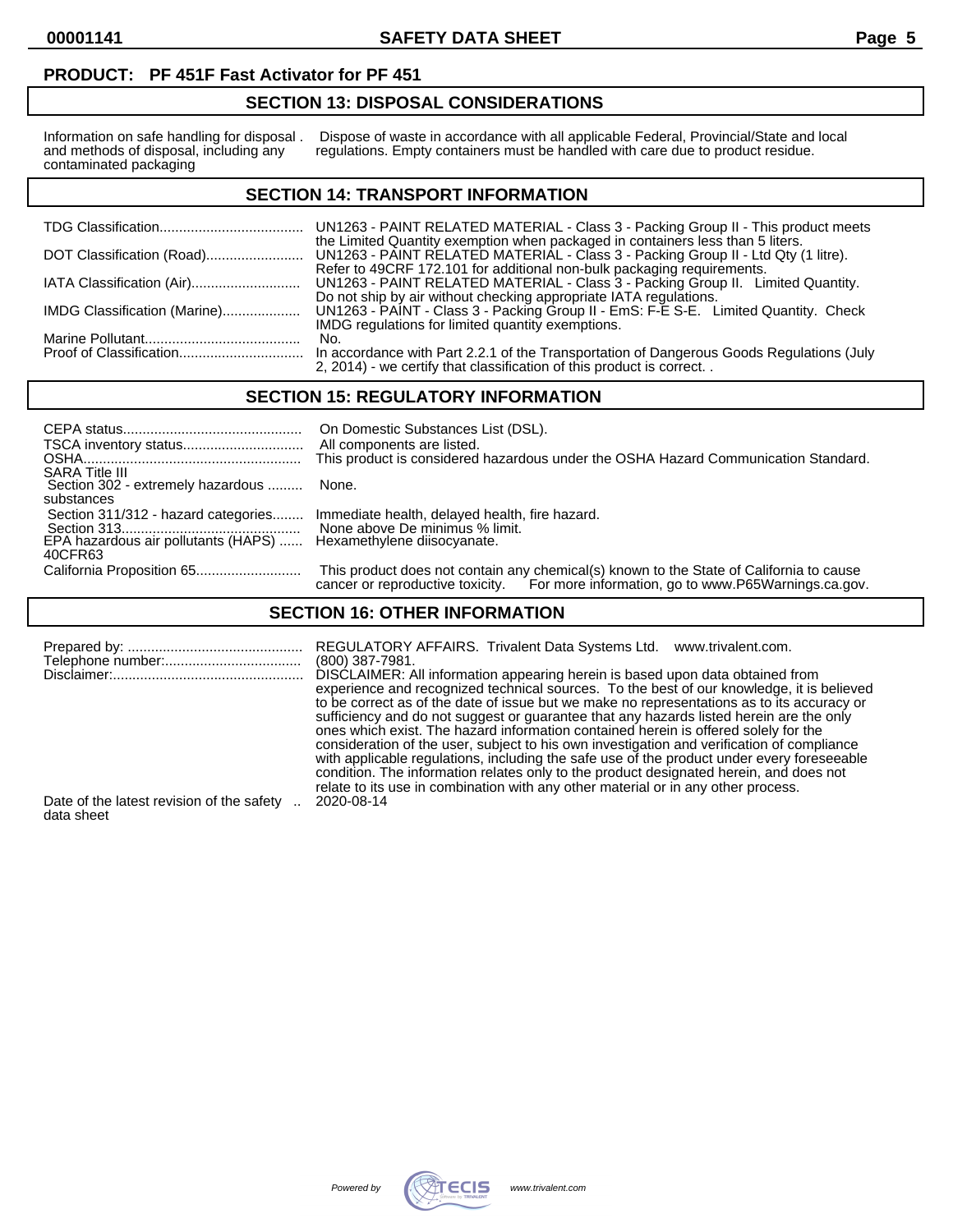**PRODUCT: PF 451F Fast Activator for PF 451**

## SECTION 13: DISPOSAL CONSIDERATIONS

| | |
|---|---|
| Information on safe handling for disposal and methods of disposal, including any contaminated packaging | Dispose of waste in accordance with all applicable Federal, Provincial/State and local regulations. Empty containers must be handled with care due to product residue. |

## SECTION 14: TRANSPORT INFORMATION

| | |
|---|---|
| TDG Classification | UN1263 - PAINT RELATED MATERIAL - Class 3 - Packing Group II - This product meets the Limited Quantity exemption when packaged in containers less than 5 liters. |
| DOT Classification (Road) | UN1263 - PAINT RELATED MATERIAL - Class 3 - Packing Group II - Ltd Qty (1 litre). Refer to 49CRF 172.101 for additional non-bulk packaging requirements. |
| IATA Classification (Air) | UN1263 - PAINT RELATED MATERIAL - Class 3 - Packing Group II. Limited Quantity. Do not ship by air without checking appropriate IATA regulations. |
| IMDG Classification (Marine) | UN1263 - PAINT - Class 3 - Packing Group II - EmS: F-E S-E. Limited Quantity. Check IMDG regulations for limited quantity exemptions. |
| Marine Pollutant | No. |
| Proof of Classification | In accordance with Part 2.2.1 of the Transportation of Dangerous Goods Regulations (July 2, 2014) - we certify that classification of this product is correct. . |

## SECTION 15: REGULATORY INFORMATION

| | |
|---|---|
| CEPA status | On Domestic Substances List (DSL). |
| TSCA inventory status | All components are listed. |
| OSHA | This product is considered hazardous under the OSHA Hazard Communication Standard. |
| SARA Title III | |
| Section 302 - extremely hazardous substances | None. |
| Section 311/312 - hazard categories | Immediate health, delayed health, fire hazard. |
| Section 313 | None above De minimus % limit. |
| EPA hazardous air pollutants (HAPS) 40CFR63 | Hexamethylene diisocyanate. |
| California Proposition 65 | This product does not contain any chemical(s) known to the State of California to cause cancer or reproductive toxicity. For more information, go to www.P65Warnings.ca.gov. |

## SECTION 16: OTHER INFORMATION

| | |
|---|---|
| Prepared by: | REGULATORY AFFAIRS. Trivalent Data Systems Ltd. www.trivalent.com. |
| Telephone number: | (800) 387-7981. |
| Disclaimer: | DISCLAIMER: All information appearing herein is based upon data obtained from experience and recognized technical sources. To the best of our knowledge, it is believed to be correct as of the date of issue but we make no representations as to its accuracy or sufficiency and do not suggest or guarantee that any hazards listed herein are the only ones which exist. The hazard information contained herein is offered solely for the consideration of the user, subject to his own investigation and verification of compliance with applicable regulations, including the safe use of the product under every foreseeable condition. The information relates only to the product designated herein, and does not relate to its use in combination with any other material or in any other process. |
| Date of the latest revision of the safety data sheet | 2020-08-14 |